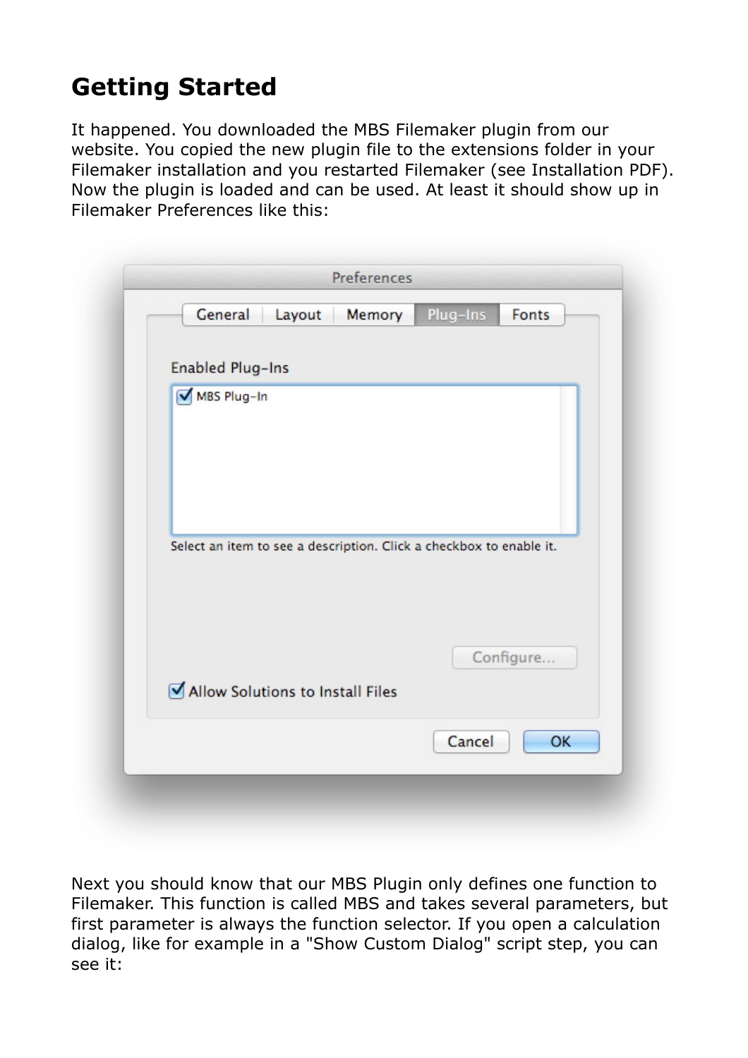# Getting Started

It happened. You downloaded the MBS Filemaker plugin from our website. You copied the new plugin file to the extensions folder in your Filemaker installation and you restarted Filemaker (see Installation PDF). Now the plugin is loaded and can be used. At least it should show up in Filemaker Preferences like this:

Next you should know that our MBS Plugin only defines one function to Filemaker. This function is called MBS and takes several parameters, but first parameter is always the function selector. If you open a calculation dialog, like for example in a "Show Custom Dialog" script step, you can see it: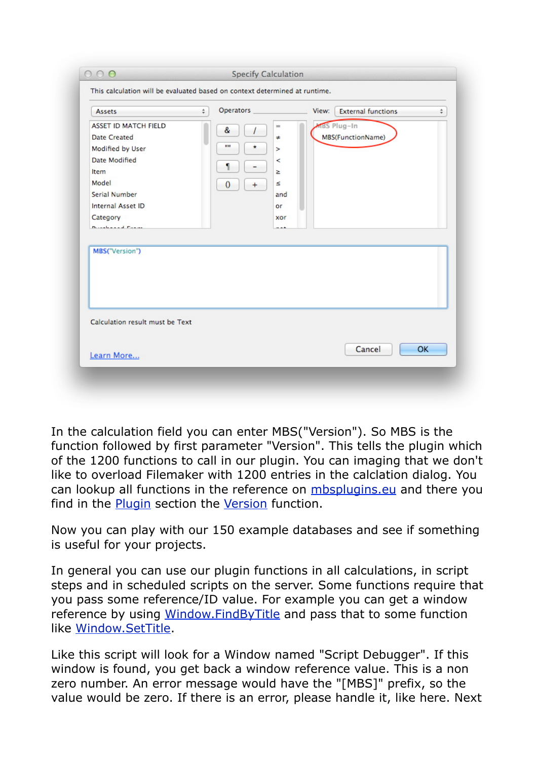In the calculation field you can enter MBS("Version"). So MBS is the function followed by first parameter "Version". This tells the plugin which of the 1200 functions to call in our plugin. You can imaging that we don't like to overload Filemaker with 1200 entries in the calclation dialog. You can lookup all functions in the reference on mbsplugins.eu and there you find in the Plugin section the Version function.

Now you can play with our 150 example databases and see if something is useful for your projects.

In general you can use our plugin functions in all calculations, in script steps and in scheduled scripts on the server. Some functions require that you pass some reference/ID value. For example you can get a window reference by using Window.FindByTitle and pass that to some function like Window.SetTitle.

Like this script will look for a Window named "Script Debugger". If this window is found, you get back a window reference value. This is a non zero number. An error message would have the "[MBS]" prefix, so the value would be zero. If there is an error, please handle it, like here. Next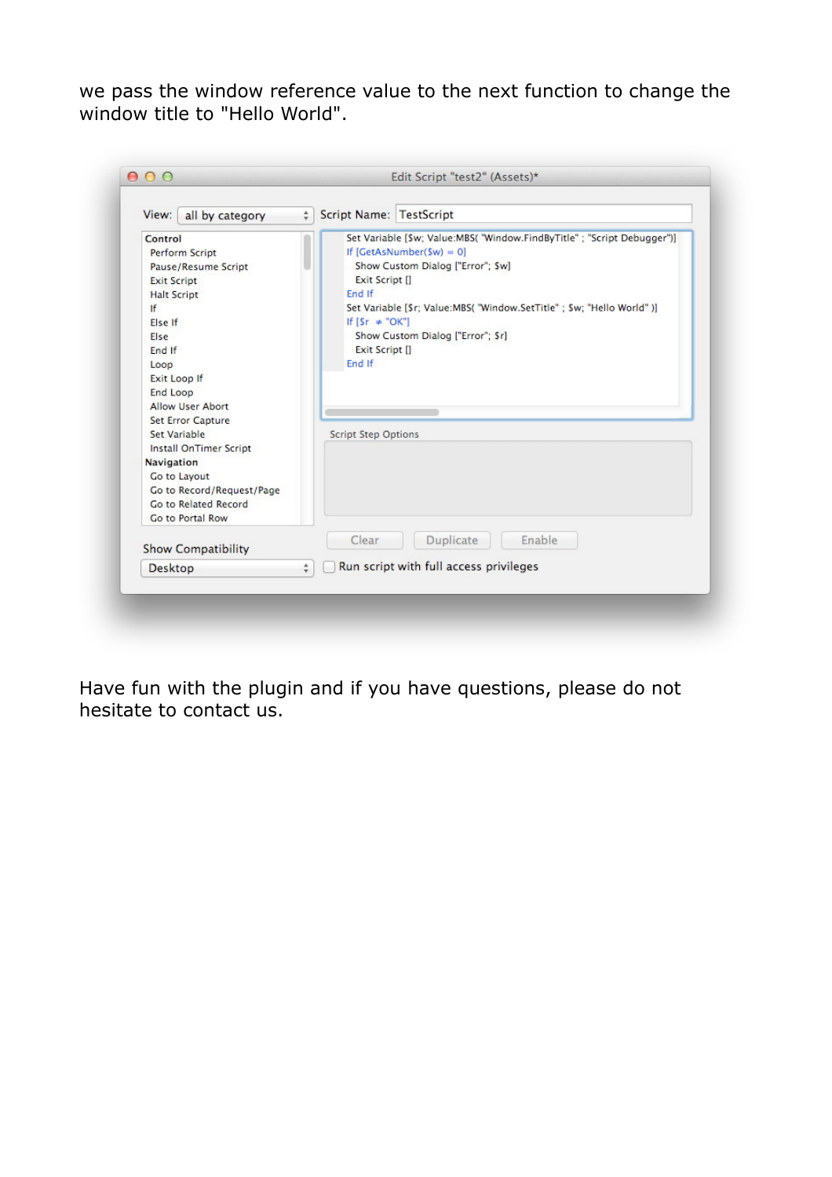we pass the window reference value to the next function to change the window title to "Hello World".

Have fun with the plugin and if you have questions, please do not hesitate to contact us.